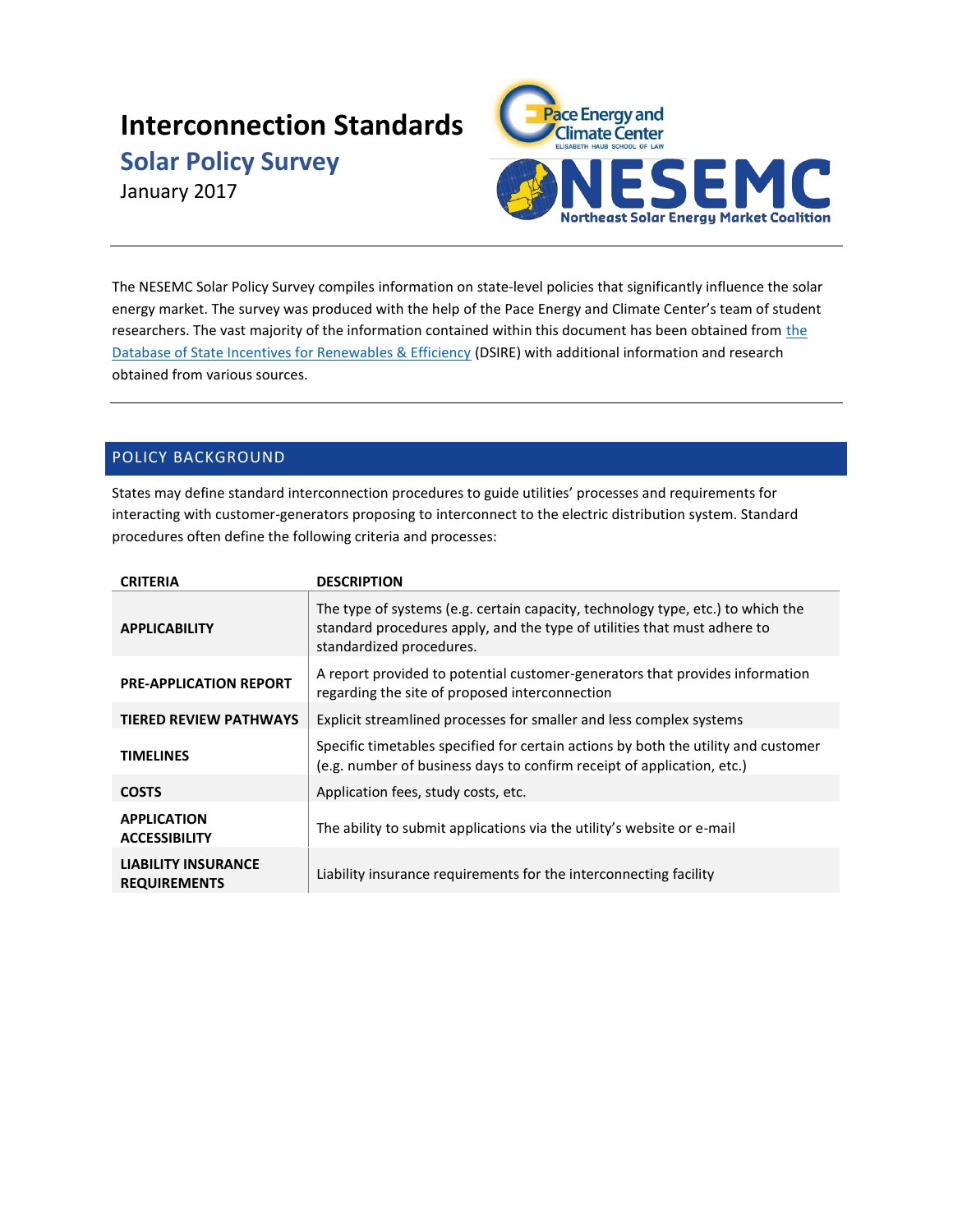# Interconnection Standards

## Solar Policy Survey

January 2017

---

The NESEMC Solar Policy Survey compiles information on state-level policies that significantly influence the solar energy market. The survey was produced with the help of the Pace Energy and Climate Center's team of student researchers. The vast majority of the information contained within this document has been obtained from the Database of State Incentives for Renewables & Efficiency (DSIRE) with additional information and research obtained from various sources.

---

## POLICY BACKGROUND

States may define standard interconnection procedures to guide utilities' processes and requirements for interacting with customer-generators proposing to interconnect to the electric distribution system. Standard procedures often define the following criteria and processes:

| CRITERIA | DESCRIPTION |
|---|---|
| **APPLICABILITY** | The type of systems (e.g. certain capacity, technology type, etc.) to which the standard procedures apply, and the type of utilities that must adhere to standardized procedures. |
| **PRE-APPLICATION REPORT** | A report provided to potential customer-generators that provides information regarding the site of proposed interconnection |
| **TIERED REVIEW PATHWAYS** | Explicit streamlined processes for smaller and less complex systems |
| **TIMELINES** | Specific timetables specified for certain actions by both the utility and customer (e.g. number of business days to confirm receipt of application, etc.) |
| **COSTS** | Application fees, study costs, etc. |
| **APPLICATION ACCESSIBILITY** | The ability to submit applications via the utility's website or e-mail |
| **LIABILITY INSURANCE REQUIREMENTS** | Liability insurance requirements for the interconnecting facility |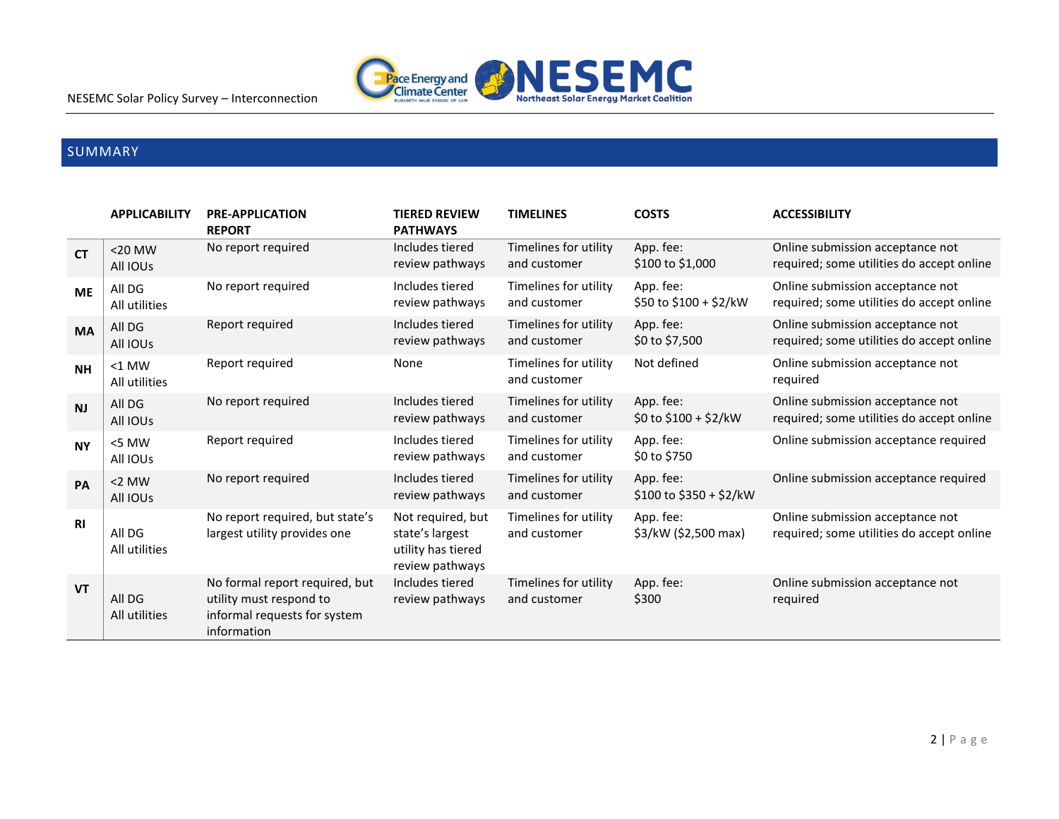## SUMMARY

| | APPLICABILITY | PRE-APPLICATION REPORT | TIERED REVIEW PATHWAYS | TIMELINES | COSTS | ACCESSIBILITY |
|---|---|---|---|---|---|---|
| **CT** | <20 MW<br>All IOUs | No report required | Includes tiered review pathways | Timelines for utility and customer | App. fee:<br>$100 to $1,000 | Online submission acceptance not required; some utilities do accept online |
| **ME** | All DG<br>All utilities | No report required | Includes tiered review pathways | Timelines for utility and customer | App. fee:<br>$50 to $100 + $2/kW | Online submission acceptance not required; some utilities do accept online |
| **MA** | All DG<br>All IOUs | Report required | Includes tiered review pathways | Timelines for utility and customer | App. fee:<br>$0 to $7,500 | Online submission acceptance not required; some utilities do accept online |
| **NH** | <1 MW<br>All utilities | Report required | None | Timelines for utility and customer | Not defined | Online submission acceptance not required |
| **NJ** | All DG<br>All IOUs | No report required | Includes tiered review pathways | Timelines for utility and customer | App. fee:<br>$0 to $100 + $2/kW | Online submission acceptance not required; some utilities do accept online |
| **NY** | <5 MW<br>All IOUs | Report required | Includes tiered review pathways | Timelines for utility and customer | App. fee:<br>$0 to $750 | Online submission acceptance required |
| **PA** | <2 MW<br>All IOUs | No report required | Includes tiered review pathways | Timelines for utility and customer | App. fee:<br>$100 to $350 + $2/kW | Online submission acceptance required |
| **RI** | All DG<br>All utilities | No report required, but state's largest utility provides one | Not required, but state's largest utility has tiered review pathways | Timelines for utility and customer | App. fee:<br>$3/kW ($2,500 max) | Online submission acceptance not required; some utilities do accept online |
| **VT** | All DG<br>All utilities | No formal report required, but utility must respond to informal requests for system information | Includes tiered review pathways | Timelines for utility and customer | App. fee:<br>$300 | Online submission acceptance not required |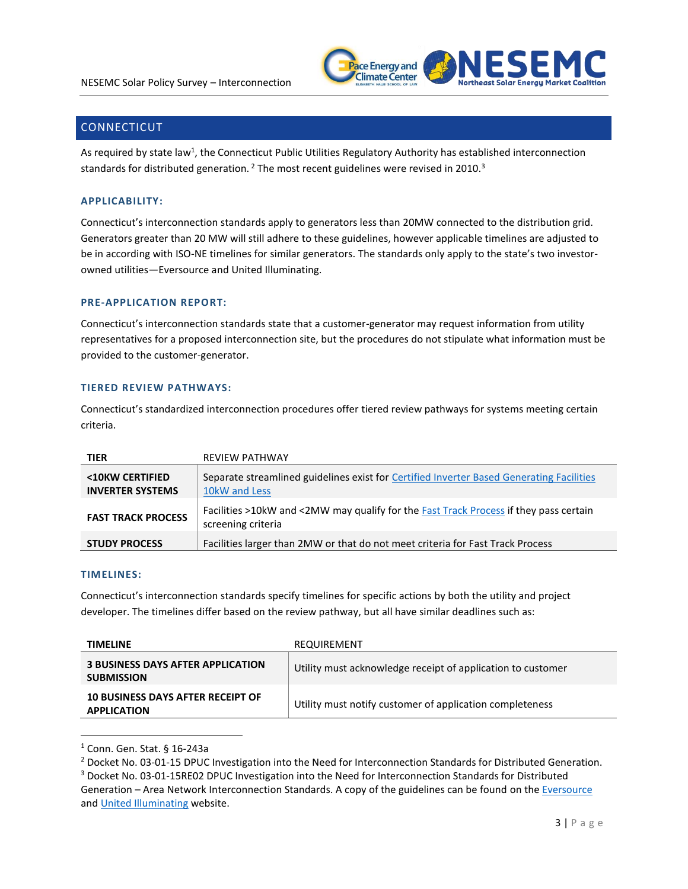## CONNECTICUT

As required by state law[1], the Connecticut Public Utilities Regulatory Authority has established interconnection standards for distributed generation.[2] The most recent guidelines were revised in 2010.[3]

### APPLICABILITY:

Connecticut's interconnection standards apply to generators less than 20MW connected to the distribution grid. Generators greater than 20 MW will still adhere to these guidelines, however applicable timelines are adjusted to be in according with ISO-NE timelines for similar generators. The standards only apply to the state's two investor-owned utilities—Eversource and United Illuminating.

### PRE-APPLICATION REPORT:

Connecticut's interconnection standards state that a customer-generator may request information from utility representatives for a proposed interconnection site, but the procedures do not stipulate what information must be provided to the customer-generator.

### TIERED REVIEW PATHWAYS:

Connecticut's standardized interconnection procedures offer tiered review pathways for systems meeting certain criteria.

| TIER | REVIEW PATHWAY |
|---|---|
| **<10KW CERTIFIED INVERTER SYSTEMS** | Separate streamlined guidelines exist for Certified Inverter Based Generating Facilities 10kW and Less |
| **FAST TRACK PROCESS** | Facilities >10kW and <2MW may qualify for the Fast Track Process if they pass certain screening criteria |
| **STUDY PROCESS** | Facilities larger than 2MW or that do not meet criteria for Fast Track Process |

### TIMELINES:

Connecticut's interconnection standards specify timelines for specific actions by both the utility and project developer. The timelines differ based on the review pathway, but all have similar deadlines such as:

| TIMELINE | REQUIREMENT |
|---|---|
| **3 BUSINESS DAYS AFTER APPLICATION SUBMISSION** | Utility must acknowledge receipt of application to customer |
| **10 BUSINESS DAYS AFTER RECEIPT OF APPLICATION** | Utility must notify customer of application completeness |

---

[1] Conn. Gen. Stat. § 16-243a

[2] Docket No. 03-01-15 DPUC Investigation into the Need for Interconnection Standards for Distributed Generation.

[3] Docket No. 03-01-15RE02 DPUC Investigation into the Need for Interconnection Standards for Distributed Generation – Area Network Interconnection Standards. A copy of the guidelines can be found on the Eversource and United Illuminating website.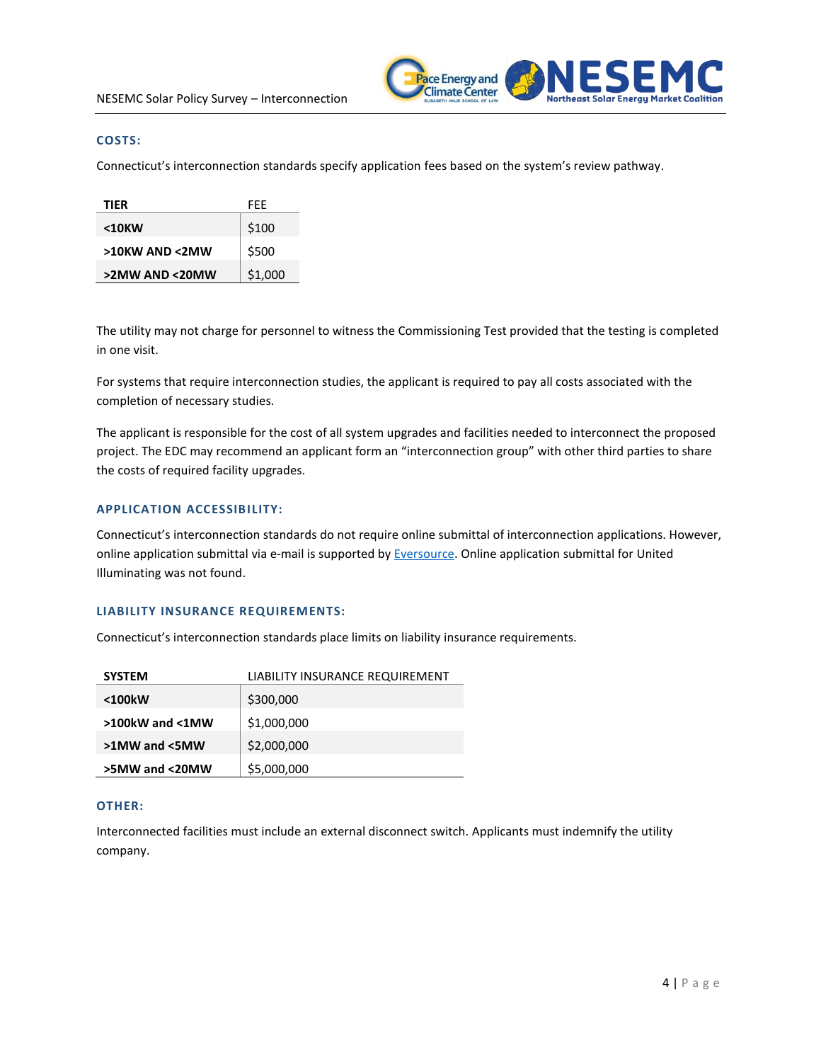### COSTS:

Connecticut's interconnection standards specify application fees based on the system's review pathway.

| TIER | FEE |
|---|---|
| <10KW | $100 |
| >10KW AND <2MW | $500 |
| >2MW AND <20MW | $1,000 |

The utility may not charge for personnel to witness the Commissioning Test provided that the testing is completed in one visit.

For systems that require interconnection studies, the applicant is required to pay all costs associated with the completion of necessary studies.

The applicant is responsible for the cost of all system upgrades and facilities needed to interconnect the proposed project. The EDC may recommend an applicant form an "interconnection group" with other third parties to share the costs of required facility upgrades.

### APPLICATION ACCESSIBILITY:

Connecticut's interconnection standards do not require online submittal of interconnection applications. However, online application submittal via e-mail is supported by Eversource. Online application submittal for United Illuminating was not found.

### LIABILITY INSURANCE REQUIREMENTS:

Connecticut's interconnection standards place limits on liability insurance requirements.

| SYSTEM | LIABILITY INSURANCE REQUIREMENT |
|---|---|
| <100kW | $300,000 |
| >100kW and <1MW | $1,000,000 |
| >1MW and <5MW | $2,000,000 |
| >5MW and <20MW | $5,000,000 |

### OTHER:

Interconnected facilities must include an external disconnect switch. Applicants must indemnify the utility company.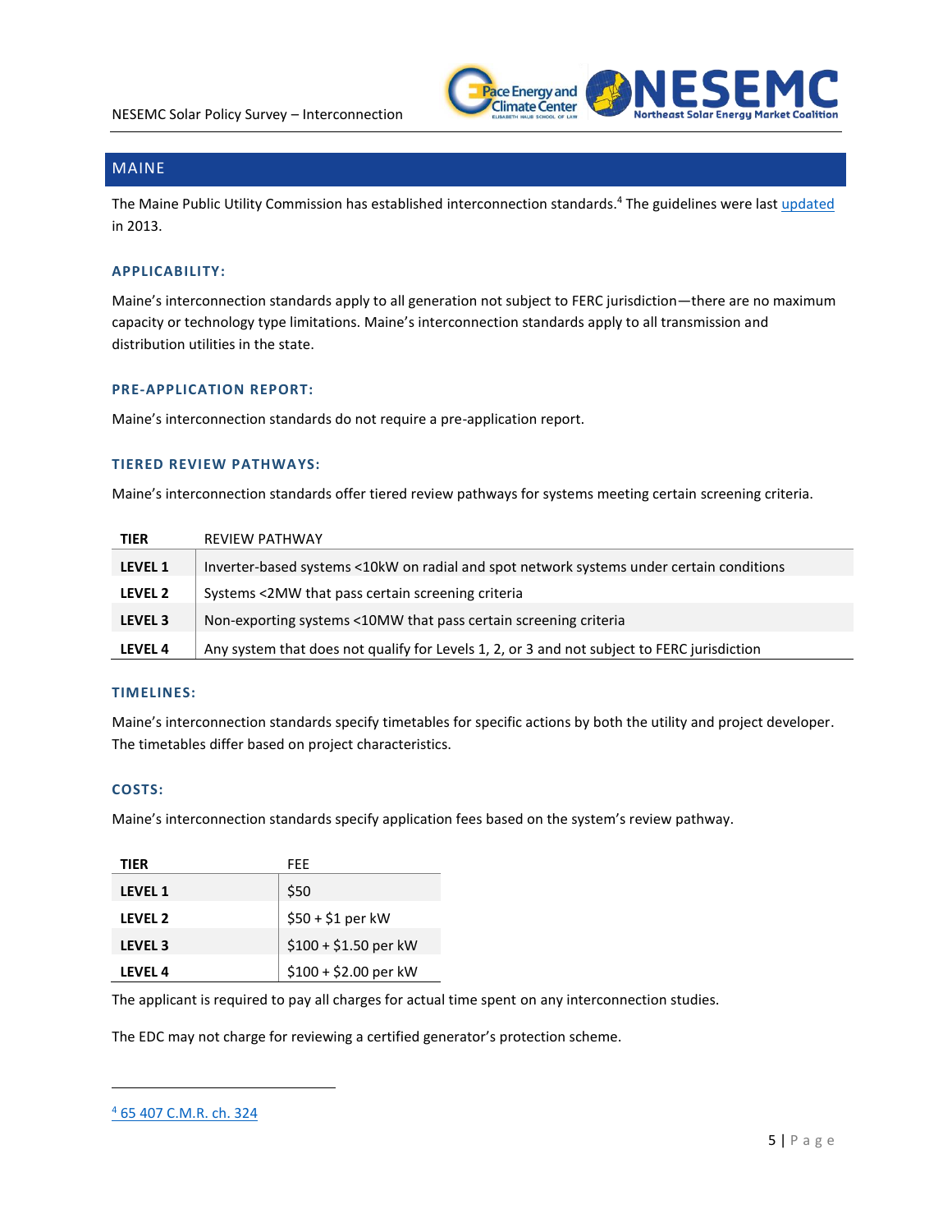## MAINE

The Maine Public Utility Commission has established interconnection standards.[4] The guidelines were last updated in 2013.

### APPLICABILITY:

Maine's interconnection standards apply to all generation not subject to FERC jurisdiction—there are no maximum capacity or technology type limitations. Maine's interconnection standards apply to all transmission and distribution utilities in the state.

### PRE-APPLICATION REPORT:

Maine's interconnection standards do not require a pre-application report.

### TIERED REVIEW PATHWAYS:

Maine's interconnection standards offer tiered review pathways for systems meeting certain screening criteria.

| TIER | REVIEW PATHWAY |
|---|---|
| **LEVEL 1** | Inverter-based systems <10kW on radial and spot network systems under certain conditions |
| **LEVEL 2** | Systems <2MW that pass certain screening criteria |
| **LEVEL 3** | Non-exporting systems <10MW that pass certain screening criteria |
| **LEVEL 4** | Any system that does not qualify for Levels 1, 2, or 3 and not subject to FERC jurisdiction |

### TIMELINES:

Maine's interconnection standards specify timetables for specific actions by both the utility and project developer. The timetables differ based on project characteristics.

### COSTS:

Maine's interconnection standards specify application fees based on the system's review pathway.

| TIER | FEE |
|---|---|
| **LEVEL 1** | $50 |
| **LEVEL 2** | $50 + $1 per kW |
| **LEVEL 3** | $100 + $1.50 per kW |
| **LEVEL 4** | $100 + $2.00 per kW |

The applicant is required to pay all charges for actual time spent on any interconnection studies.

The EDC may not charge for reviewing a certified generator's protection scheme.

---

[4] 65 407 C.M.R. ch. 324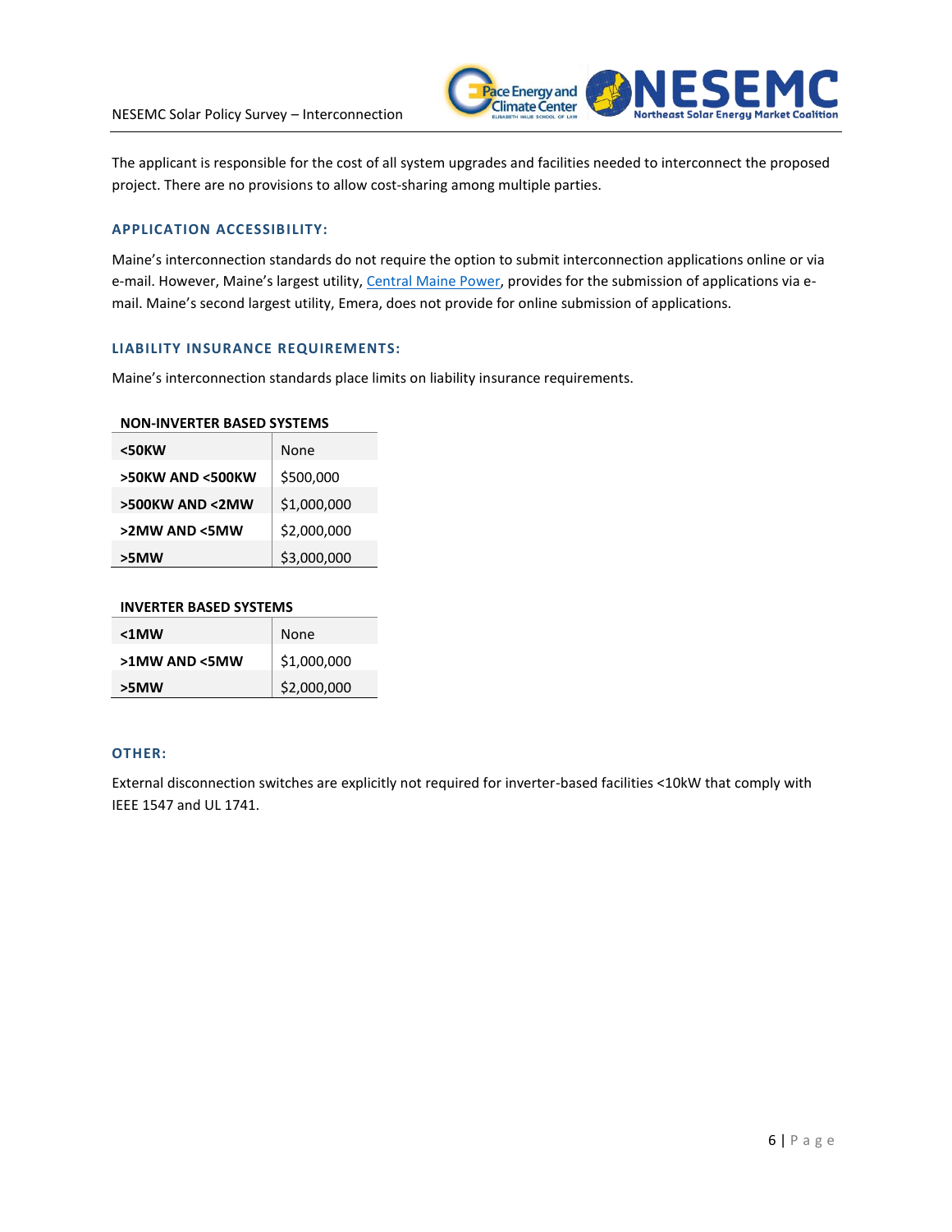The applicant is responsible for the cost of all system upgrades and facilities needed to interconnect the proposed project. There are no provisions to allow cost-sharing among multiple parties.

### APPLICATION ACCESSIBILITY:

Maine's interconnection standards do not require the option to submit interconnection applications online or via e-mail. However, Maine's largest utility, [Central Maine Power](), provides for the submission of applications via e-mail. Maine's second largest utility, Emera, does not provide for online submission of applications.

### LIABILITY INSURANCE REQUIREMENTS:

Maine's interconnection standards place limits on liability insurance requirements.

**NON-INVERTER BASED SYSTEMS**

| | |
|---|---|
| **<50KW** | None |
| **>50KW AND <500KW** | $500,000 |
| **>500KW AND <2MW** | $1,000,000 |
| **>2MW AND <5MW** | $2,000,000 |
| **>5MW** | $3,000,000 |

**INVERTER BASED SYSTEMS**

| | |
|---|---|
| **<1MW** | None |
| **>1MW AND <5MW** | $1,000,000 |
| **>5MW** | $2,000,000 |

### OTHER:

External disconnection switches are explicitly not required for inverter-based facilities <10kW that comply with IEEE 1547 and UL 1741.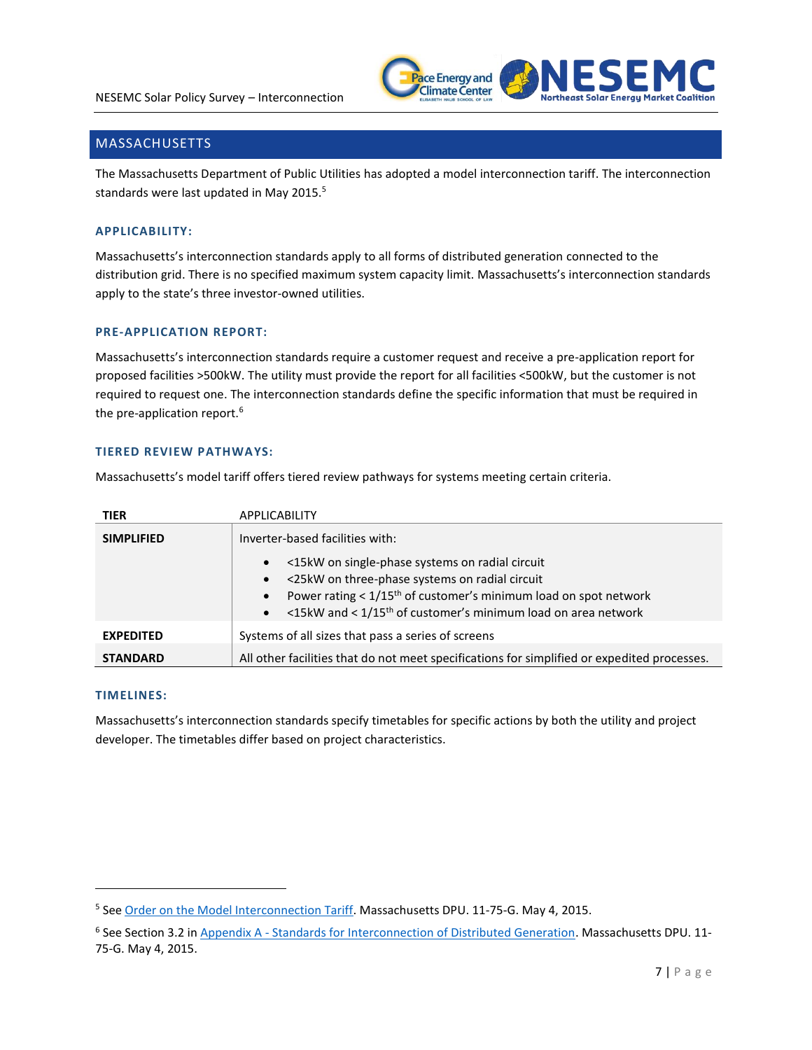## MASSACHUSETTS

The Massachusetts Department of Public Utilities has adopted a model interconnection tariff. The interconnection standards were last updated in May 2015.[5]

### APPLICABILITY:

Massachusetts's interconnection standards apply to all forms of distributed generation connected to the distribution grid. There is no specified maximum system capacity limit. Massachusetts's interconnection standards apply to the state's three investor-owned utilities.

### PRE-APPLICATION REPORT:

Massachusetts's interconnection standards require a customer request and receive a pre-application report for proposed facilities >500kW. The utility must provide the report for all facilities <500kW, but the customer is not required to request one. The interconnection standards define the specific information that must be required in the pre-application report.[6]

### TIERED REVIEW PATHWAYS:

Massachusetts's model tariff offers tiered review pathways for systems meeting certain criteria.

| TIER | APPLICABILITY |
|---|---|
| **SIMPLIFIED** | Inverter-based facilities with:<br>• <15kW on single-phase systems on radial circuit<br>• <25kW on three-phase systems on radial circuit<br>• Power rating < 1/15th of customer's minimum load on spot network<br>• <15kW and < 1/15th of customer's minimum load on area network |
| **EXPEDITED** | Systems of all sizes that pass a series of screens |
| **STANDARD** | All other facilities that do not meet specifications for simplified or expedited processes. |

### TIMELINES:

Massachusetts's interconnection standards specify timetables for specific actions by both the utility and project developer. The timetables differ based on project characteristics.

---

[5] See Order on the Model Interconnection Tariff. Massachusetts DPU. 11-75-G. May 4, 2015.

[6] See Section 3.2 in Appendix A - Standards for Interconnection of Distributed Generation. Massachusetts DPU. 11-75-G. May 4, 2015.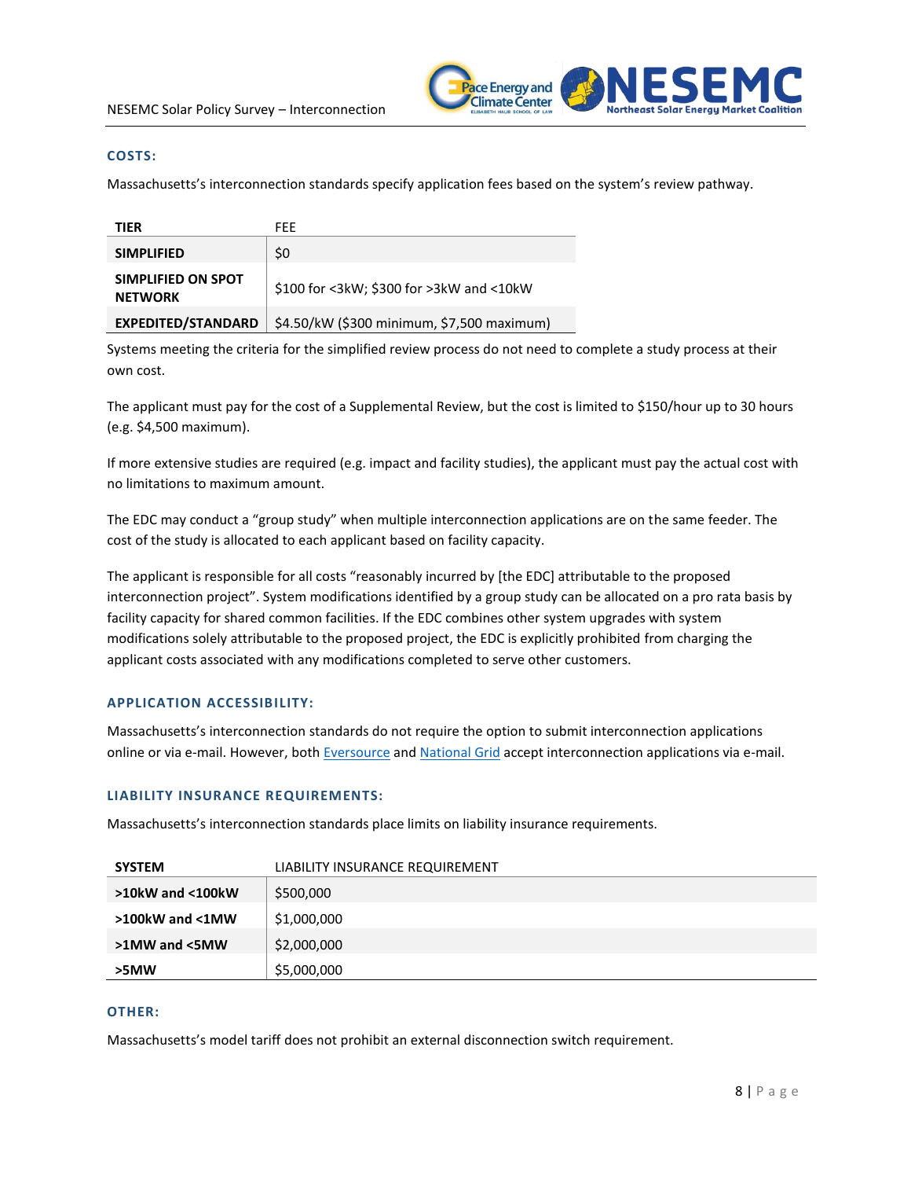### COSTS:

Massachusetts's interconnection standards specify application fees based on the system's review pathway.

| TIER | FEE |
|---|---|
| **SIMPLIFIED** | $0 |
| **SIMPLIFIED ON SPOT NETWORK** | $100 for <3kW; $300 for >3kW and <10kW |
| **EXPEDITED/STANDARD** | $4.50/kW ($300 minimum, $7,500 maximum) |

Systems meeting the criteria for the simplified review process do not need to complete a study process at their own cost.

The applicant must pay for the cost of a Supplemental Review, but the cost is limited to $150/hour up to 30 hours (e.g. $4,500 maximum).

If more extensive studies are required (e.g. impact and facility studies), the applicant must pay the actual cost with no limitations to maximum amount.

The EDC may conduct a "group study" when multiple interconnection applications are on the same feeder. The cost of the study is allocated to each applicant based on facility capacity.

The applicant is responsible for all costs "reasonably incurred by [the EDC] attributable to the proposed interconnection project". System modifications identified by a group study can be allocated on a pro rata basis by facility capacity for shared common facilities. If the EDC combines other system upgrades with system modifications solely attributable to the proposed project, the EDC is explicitly prohibited from charging the applicant costs associated with any modifications completed to serve other customers.

### APPLICATION ACCESSIBILITY:

Massachusetts's interconnection standards do not require the option to submit interconnection applications online or via e-mail. However, both Eversource and National Grid accept interconnection applications via e-mail.

### LIABILITY INSURANCE REQUIREMENTS:

Massachusetts's interconnection standards place limits on liability insurance requirements.

| SYSTEM | LIABILITY INSURANCE REQUIREMENT |
|---|---|
| **>10kW and <100kW** | $500,000 |
| **>100kW and <1MW** | $1,000,000 |
| **>1MW and <5MW** | $2,000,000 |
| **>5MW** | $5,000,000 |

### OTHER:

Massachusetts's model tariff does not prohibit an external disconnection switch requirement.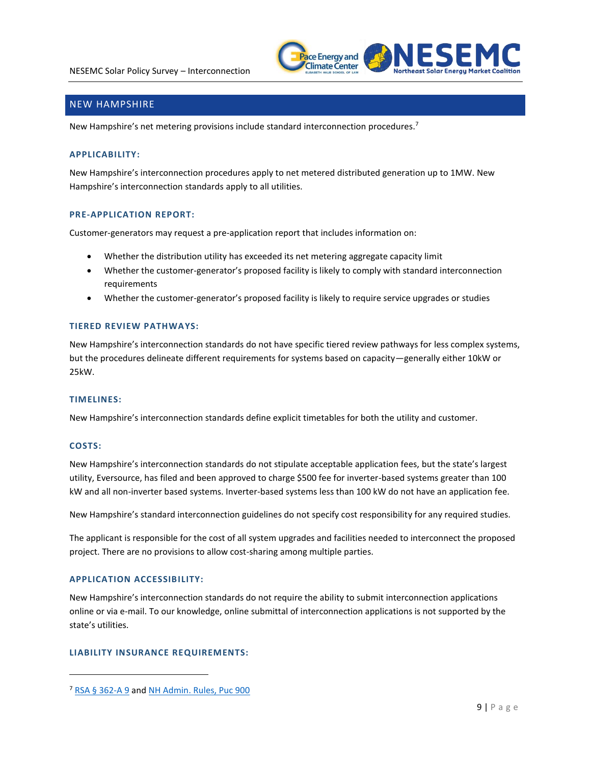## NEW HAMPSHIRE

New Hampshire's net metering provisions include standard interconnection procedures.[7]

### APPLICABILITY:

New Hampshire's interconnection procedures apply to net metered distributed generation up to 1MW. New Hampshire's interconnection standards apply to all utilities.

### PRE-APPLICATION REPORT:

Customer-generators may request a pre-application report that includes information on:

- Whether the distribution utility has exceeded its net metering aggregate capacity limit
- Whether the customer-generator's proposed facility is likely to comply with standard interconnection requirements
- Whether the customer-generator's proposed facility is likely to require service upgrades or studies

### TIERED REVIEW PATHWAYS:

New Hampshire's interconnection standards do not have specific tiered review pathways for less complex systems, but the procedures delineate different requirements for systems based on capacity—generally either 10kW or 25kW.

### TIMELINES:

New Hampshire's interconnection standards define explicit timetables for both the utility and customer.

### COSTS:

New Hampshire's interconnection standards do not stipulate acceptable application fees, but the state's largest utility, Eversource, has filed and been approved to charge $500 fee for inverter-based systems greater than 100 kW and all non-inverter based systems. Inverter-based systems less than 100 kW do not have an application fee.

New Hampshire's standard interconnection guidelines do not specify cost responsibility for any required studies.

The applicant is responsible for the cost of all system upgrades and facilities needed to interconnect the proposed project. There are no provisions to allow cost-sharing among multiple parties.

### APPLICATION ACCESSIBILITY:

New Hampshire's interconnection standards do not require the ability to submit interconnection applications online or via e-mail. To our knowledge, online submittal of interconnection applications is not supported by the state's utilities.

### LIABILITY INSURANCE REQUIREMENTS:

---

[7] RSA § 362-A 9 and NH Admin. Rules, Puc 900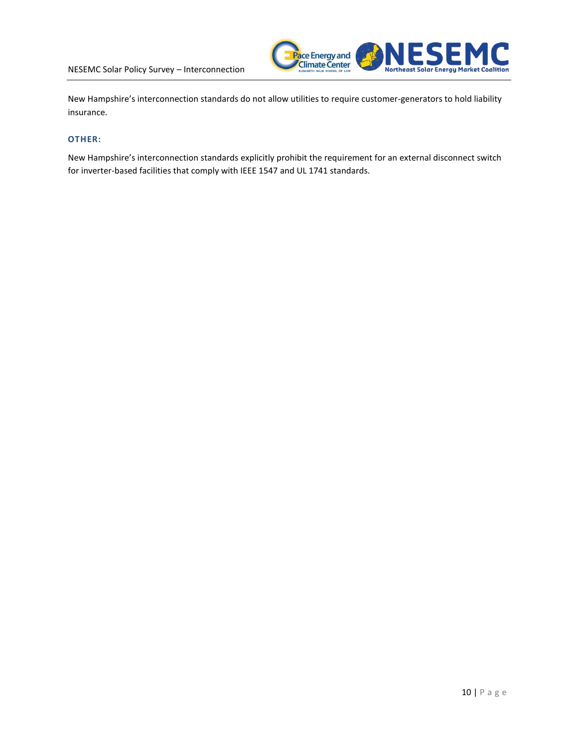New Hampshire's interconnection standards do not allow utilities to require customer-generators to hold liability insurance.

### OTHER:

New Hampshire's interconnection standards explicitly prohibit the requirement for an external disconnect switch for inverter-based facilities that comply with IEEE 1547 and UL 1741 standards.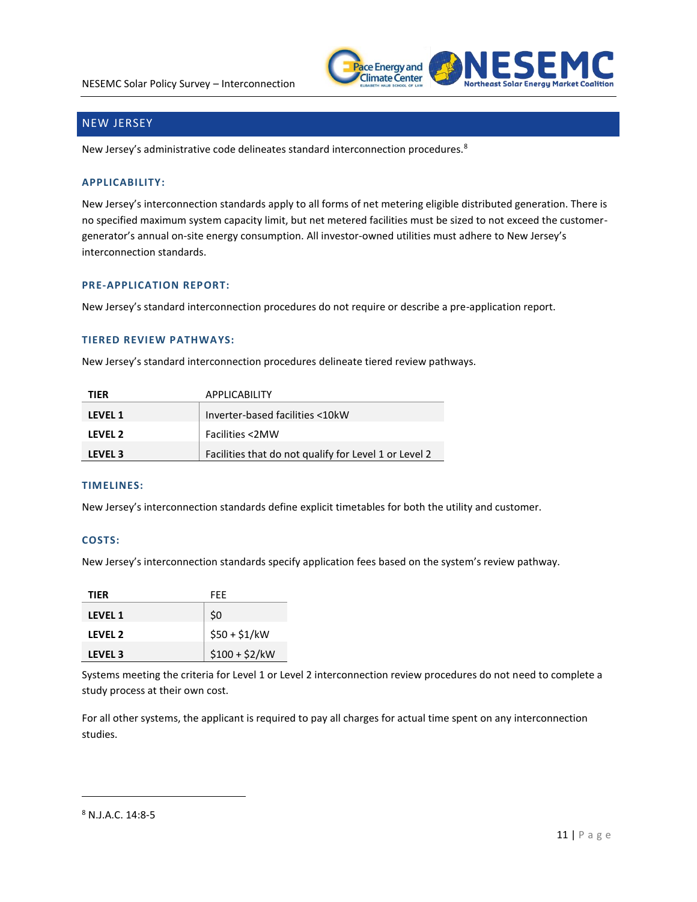## NEW JERSEY

New Jersey's administrative code delineates standard interconnection procedures.[8]

### APPLICABILITY:

New Jersey's interconnection standards apply to all forms of net metering eligible distributed generation. There is no specified maximum system capacity limit, but net metered facilities must be sized to not exceed the customer-generator's annual on-site energy consumption. All investor-owned utilities must adhere to New Jersey's interconnection standards.

### PRE-APPLICATION REPORT:

New Jersey's standard interconnection procedures do not require or describe a pre-application report.

### TIERED REVIEW PATHWAYS:

New Jersey's standard interconnection procedures delineate tiered review pathways.

| TIER | APPLICABILITY |
|---|---|
| **LEVEL 1** | Inverter-based facilities <10kW |
| **LEVEL 2** | Facilities <2MW |
| **LEVEL 3** | Facilities that do not qualify for Level 1 or Level 2 |

### TIMELINES:

New Jersey's interconnection standards define explicit timetables for both the utility and customer.

### COSTS:

New Jersey's interconnection standards specify application fees based on the system's review pathway.

| TIER | FEE |
|---|---|
| **LEVEL 1** | $0 |
| **LEVEL 2** | $50 + $1/kW |
| **LEVEL 3** | $100 + $2/kW |

Systems meeting the criteria for Level 1 or Level 2 interconnection review procedures do not need to complete a study process at their own cost.

For all other systems, the applicant is required to pay all charges for actual time spent on any interconnection studies.

---

[8] N.J.A.C. 14:8-5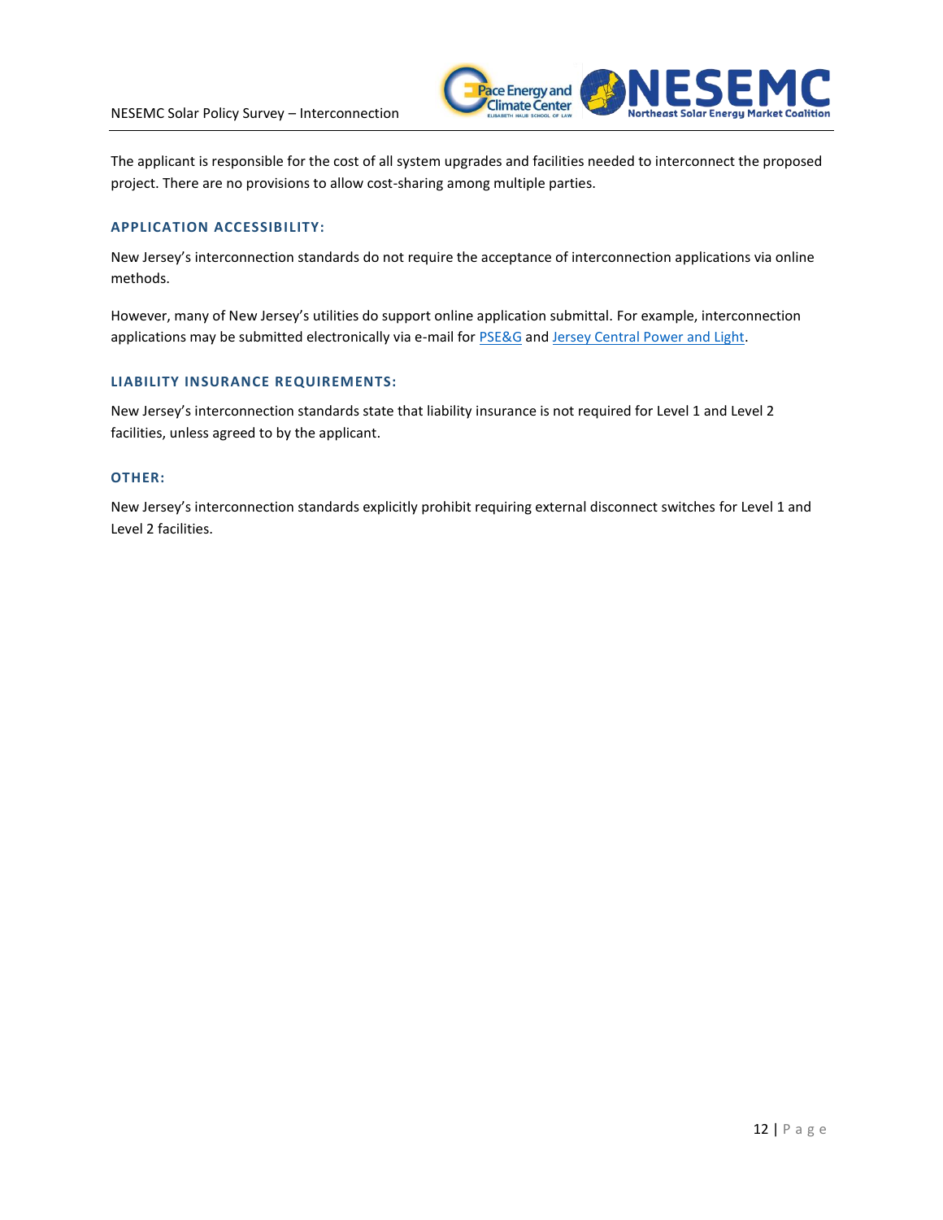The applicant is responsible for the cost of all system upgrades and facilities needed to interconnect the proposed project. There are no provisions to allow cost-sharing among multiple parties.

### APPLICATION ACCESSIBILITY:

New Jersey's interconnection standards do not require the acceptance of interconnection applications via online methods.

However, many of New Jersey's utilities do support online application submittal. For example, interconnection applications may be submitted electronically via e-mail for PSE&G and Jersey Central Power and Light.

### LIABILITY INSURANCE REQUIREMENTS:

New Jersey's interconnection standards state that liability insurance is not required for Level 1 and Level 2 facilities, unless agreed to by the applicant.

### OTHER:

New Jersey's interconnection standards explicitly prohibit requiring external disconnect switches for Level 1 and Level 2 facilities.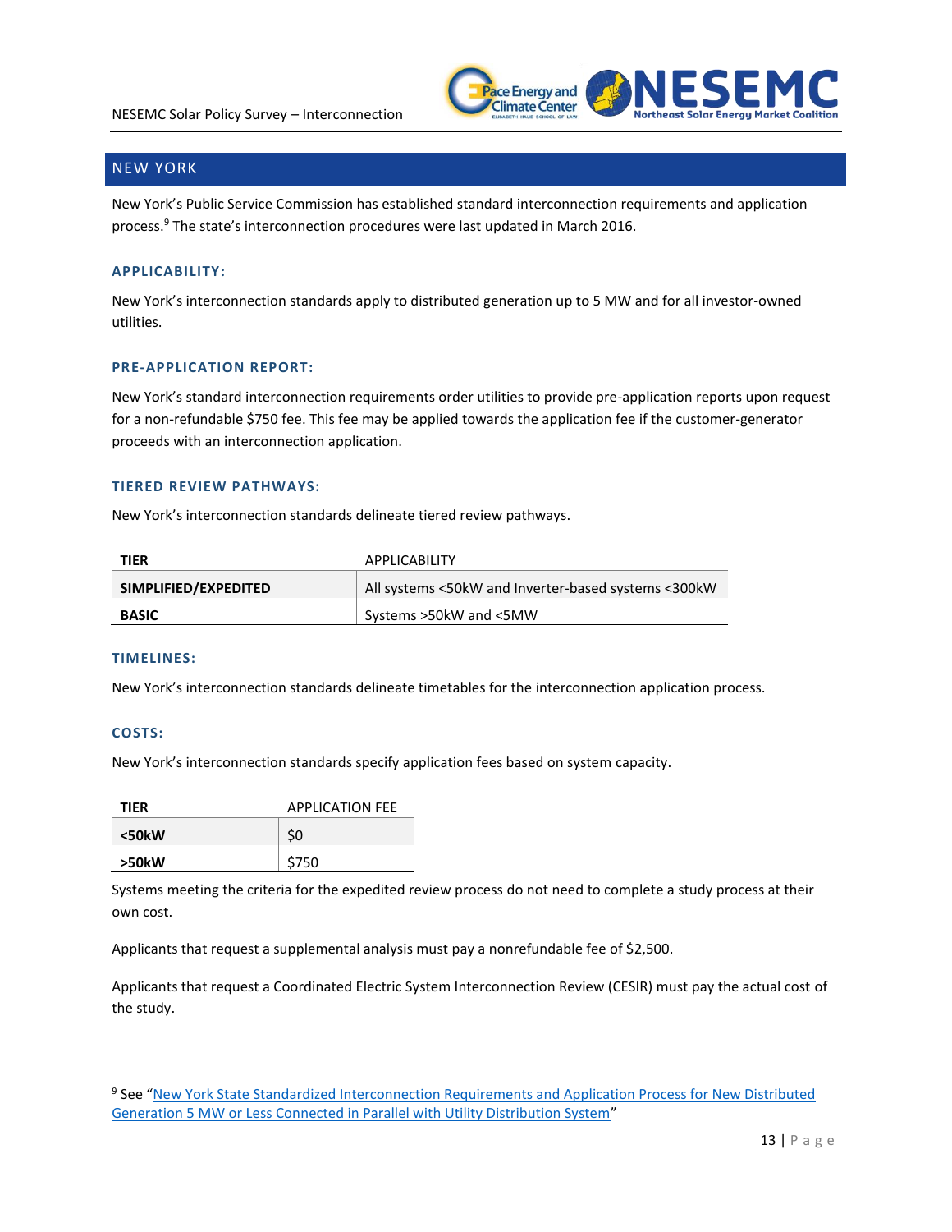## NEW YORK

New York's Public Service Commission has established standard interconnection requirements and application process.[9] The state's interconnection procedures were last updated in March 2016.

### APPLICABILITY:

New York's interconnection standards apply to distributed generation up to 5 MW and for all investor-owned utilities.

### PRE-APPLICATION REPORT:

New York's standard interconnection requirements order utilities to provide pre-application reports upon request for a non-refundable $750 fee. This fee may be applied towards the application fee if the customer-generator proceeds with an interconnection application.

### TIERED REVIEW PATHWAYS:

New York's interconnection standards delineate tiered review pathways.

| TIER | APPLICABILITY |
|---|---|
| **SIMPLIFIED/EXPEDITED** | All systems <50kW and Inverter-based systems <300kW |
| **BASIC** | Systems >50kW and <5MW |

### TIMELINES:

New York's interconnection standards delineate timetables for the interconnection application process.

### COSTS:

New York's interconnection standards specify application fees based on system capacity.

| TIER | APPLICATION FEE |
|---|---|
| **<50kW** | $0 |
| **>50kW** | $750 |

Systems meeting the criteria for the expedited review process do not need to complete a study process at their own cost.

Applicants that request a supplemental analysis must pay a nonrefundable fee of $2,500.

Applicants that request a Coordinated Electric System Interconnection Review (CESIR) must pay the actual cost of the study.

---

[9] See "New York State Standardized Interconnection Requirements and Application Process for New Distributed Generation 5 MW or Less Connected in Parallel with Utility Distribution System"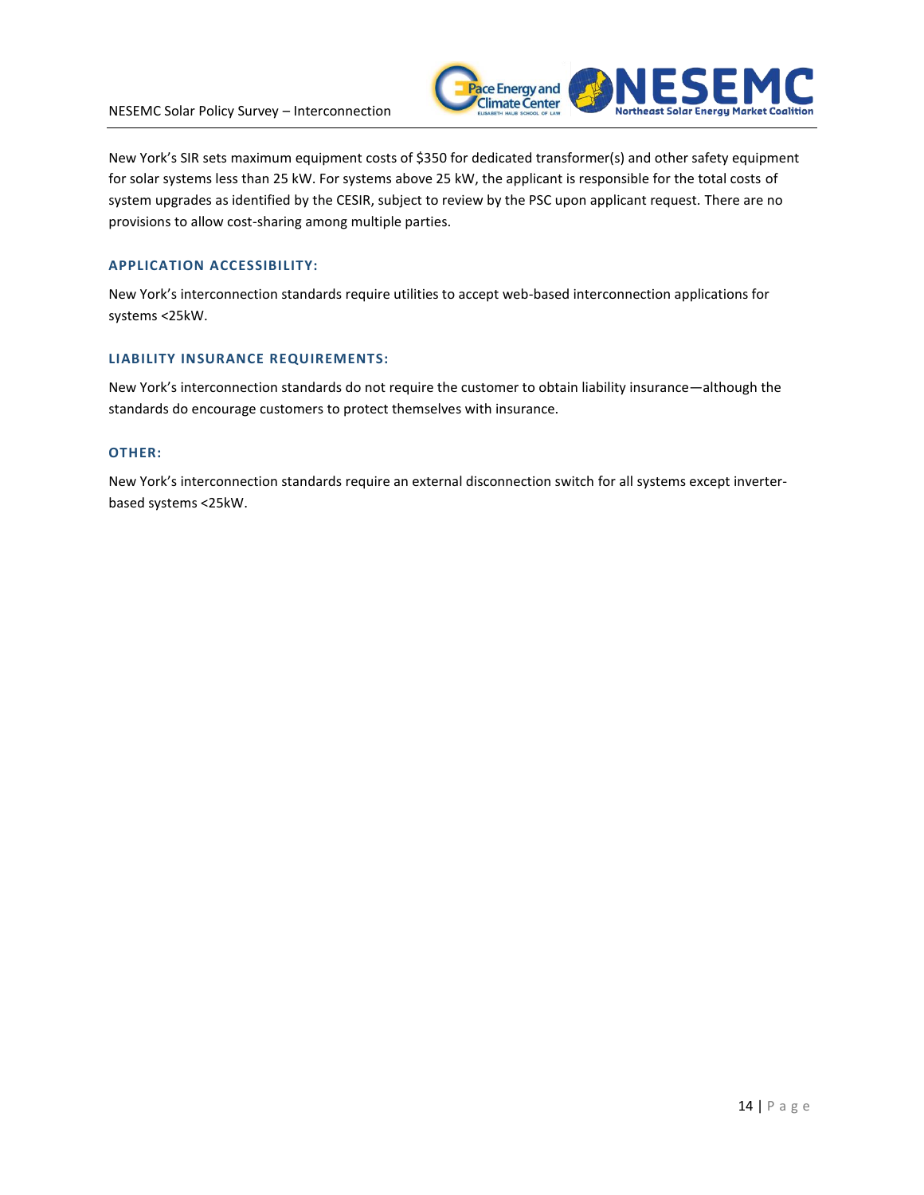New York's SIR sets maximum equipment costs of $350 for dedicated transformer(s) and other safety equipment for solar systems less than 25 kW. For systems above 25 kW, the applicant is responsible for the total costs of system upgrades as identified by the CESIR, subject to review by the PSC upon applicant request. There are no provisions to allow cost-sharing among multiple parties.

### APPLICATION ACCESSIBILITY:

New York's interconnection standards require utilities to accept web-based interconnection applications for systems <25kW.

### LIABILITY INSURANCE REQUIREMENTS:

New York's interconnection standards do not require the customer to obtain liability insurance—although the standards do encourage customers to protect themselves with insurance.

### OTHER:

New York's interconnection standards require an external disconnection switch for all systems except inverter-based systems <25kW.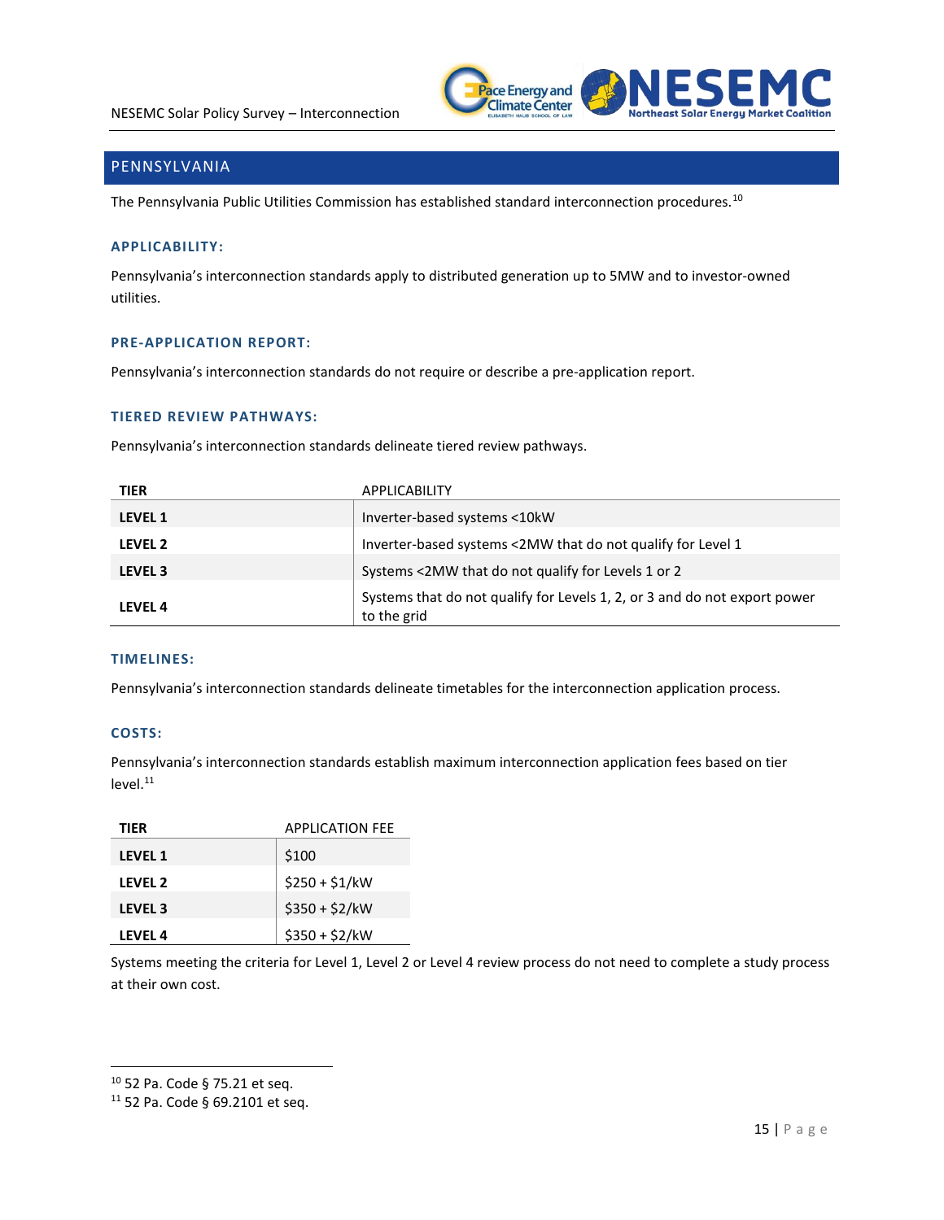## PENNSYLVANIA

The Pennsylvania Public Utilities Commission has established standard interconnection procedures.[10]

### APPLICABILITY:

Pennsylvania's interconnection standards apply to distributed generation up to 5MW and to investor-owned utilities.

### PRE-APPLICATION REPORT:

Pennsylvania's interconnection standards do not require or describe a pre-application report.

### TIERED REVIEW PATHWAYS:

Pennsylvania's interconnection standards delineate tiered review pathways.

| TIER | APPLICABILITY |
|---|---|
| **LEVEL 1** | Inverter-based systems <10kW |
| **LEVEL 2** | Inverter-based systems <2MW that do not qualify for Level 1 |
| **LEVEL 3** | Systems <2MW that do not qualify for Levels 1 or 2 |
| **LEVEL 4** | Systems that do not qualify for Levels 1, 2, or 3 and do not export power to the grid |

### TIMELINES:

Pennsylvania's interconnection standards delineate timetables for the interconnection application process.

### COSTS:

Pennsylvania's interconnection standards establish maximum interconnection application fees based on tier level.[11]

| TIER | APPLICATION FEE |
|---|---|
| **LEVEL 1** | $100 |
| **LEVEL 2** | $250 + $1/kW |
| **LEVEL 3** | $350 + $2/kW |
| **LEVEL 4** | $350 + $2/kW |

Systems meeting the criteria for Level 1, Level 2 or Level 4 review process do not need to complete a study process at their own cost.

---

[10] 52 Pa. Code § 75.21 et seq.

[11] 52 Pa. Code § 69.2101 et seq.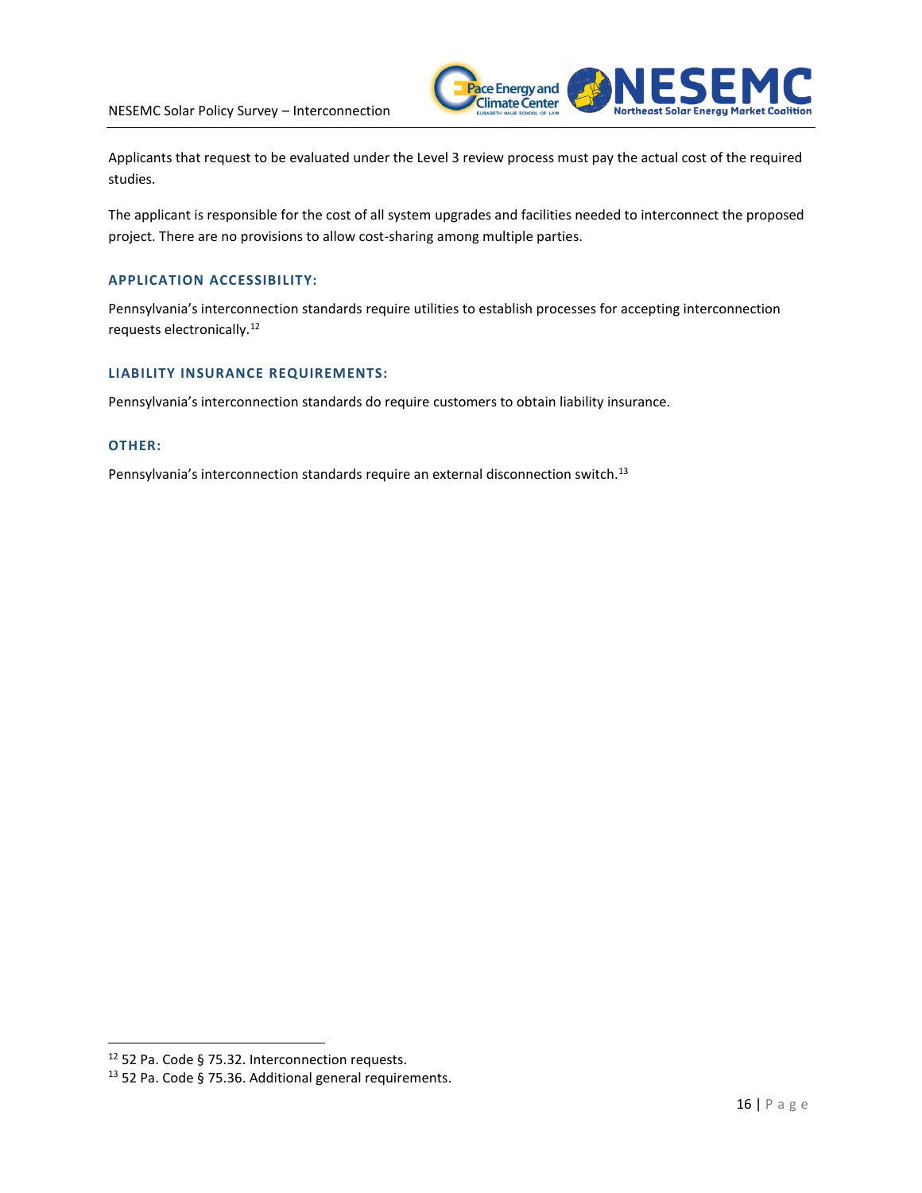Applicants that request to be evaluated under the Level 3 review process must pay the actual cost of the required studies.

The applicant is responsible for the cost of all system upgrades and facilities needed to interconnect the proposed project. There are no provisions to allow cost-sharing among multiple parties.

### APPLICATION ACCESSIBILITY:

Pennsylvania's interconnection standards require utilities to establish processes for accepting interconnection requests electronically.[12]

### LIABILITY INSURANCE REQUIREMENTS:

Pennsylvania's interconnection standards do require customers to obtain liability insurance.

### OTHER:

Pennsylvania's interconnection standards require an external disconnection switch.[13]

---

[12] 52 Pa. Code § 75.32. Interconnection requests.

[13] 52 Pa. Code § 75.36. Additional general requirements.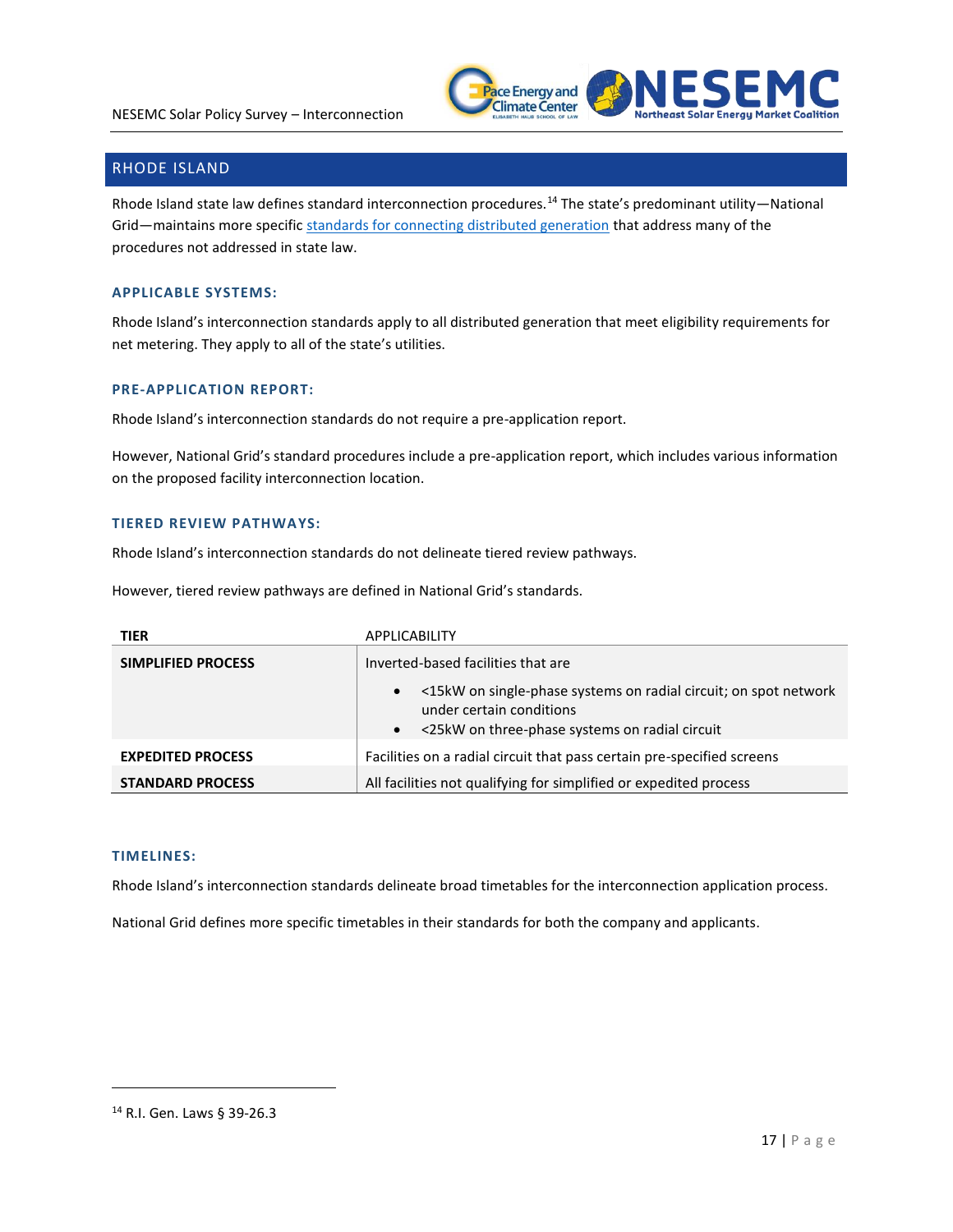## RHODE ISLAND

Rhode Island state law defines standard interconnection procedures.[14] The state's predominant utility—National Grid—maintains more specific standards for connecting distributed generation that address many of the procedures not addressed in state law.

### APPLICABLE SYSTEMS:

Rhode Island's interconnection standards apply to all distributed generation that meet eligibility requirements for net metering. They apply to all of the state's utilities.

### PRE-APPLICATION REPORT:

Rhode Island's interconnection standards do not require a pre-application report.

However, National Grid's standard procedures include a pre-application report, which includes various information on the proposed facility interconnection location.

### TIERED REVIEW PATHWAYS:

Rhode Island's interconnection standards do not delineate tiered review pathways.

However, tiered review pathways are defined in National Grid's standards.

| TIER | APPLICABILITY |
|---|---|
| **SIMPLIFIED PROCESS** | Inverted-based facilities that are<br>• <15kW on single-phase systems on radial circuit; on spot network under certain conditions<br>• <25kW on three-phase systems on radial circuit |
| **EXPEDITED PROCESS** | Facilities on a radial circuit that pass certain pre-specified screens |
| **STANDARD PROCESS** | All facilities not qualifying for simplified or expedited process |

### TIMELINES:

Rhode Island's interconnection standards delineate broad timetables for the interconnection application process.

National Grid defines more specific timetables in their standards for both the company and applicants.

---

[14] R.I. Gen. Laws § 39-26.3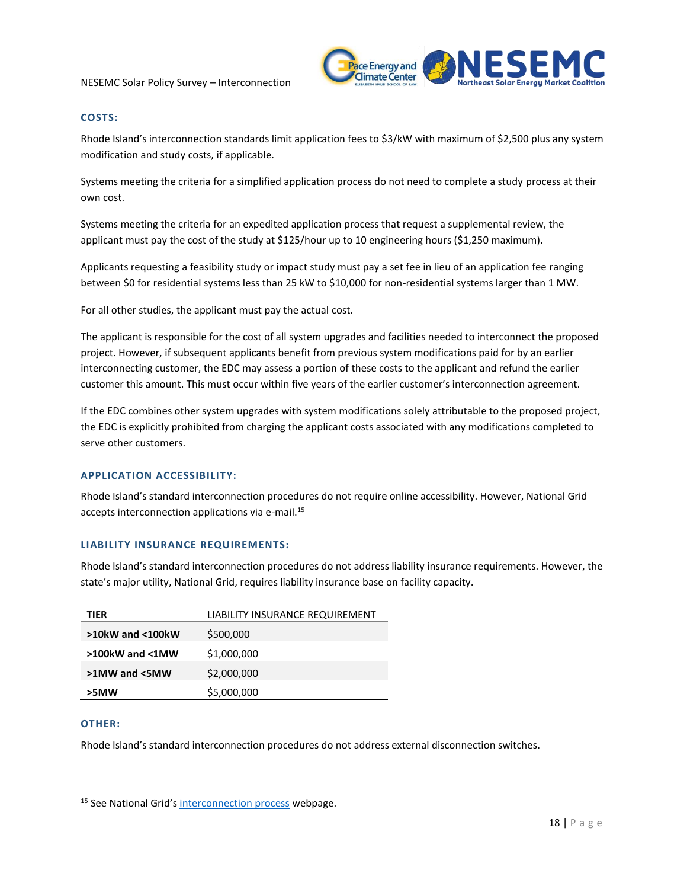### COSTS:

Rhode Island's interconnection standards limit application fees to $3/kW with maximum of $2,500 plus any system modification and study costs, if applicable.

Systems meeting the criteria for a simplified application process do not need to complete a study process at their own cost.

Systems meeting the criteria for an expedited application process that request a supplemental review, the applicant must pay the cost of the study at $125/hour up to 10 engineering hours ($1,250 maximum).

Applicants requesting a feasibility study or impact study must pay a set fee in lieu of an application fee ranging between $0 for residential systems less than 25 kW to $10,000 for non-residential systems larger than 1 MW.

For all other studies, the applicant must pay the actual cost.

The applicant is responsible for the cost of all system upgrades and facilities needed to interconnect the proposed project. However, if subsequent applicants benefit from previous system modifications paid for by an earlier interconnecting customer, the EDC may assess a portion of these costs to the applicant and refund the earlier customer this amount. This must occur within five years of the earlier customer's interconnection agreement.

If the EDC combines other system upgrades with system modifications solely attributable to the proposed project, the EDC is explicitly prohibited from charging the applicant costs associated with any modifications completed to serve other customers.

### APPLICATION ACCESSIBILITY:

Rhode Island's standard interconnection procedures do not require online accessibility. However, National Grid accepts interconnection applications via e-mail.[15]

### LIABILITY INSURANCE REQUIREMENTS:

Rhode Island's standard interconnection procedures do not address liability insurance requirements. However, the state's major utility, National Grid, requires liability insurance base on facility capacity.

| TIER | LIABILITY INSURANCE REQUIREMENT |
|---|---|
| **>10kW and <100kW** | $500,000 |
| **>100kW and <1MW** | $1,000,000 |
| **>1MW and <5MW** | $2,000,000 |
| **>5MW** | $5,000,000 |

### OTHER:

Rhode Island's standard interconnection procedures do not address external disconnection switches.

---

[15] See National Grid's interconnection process webpage.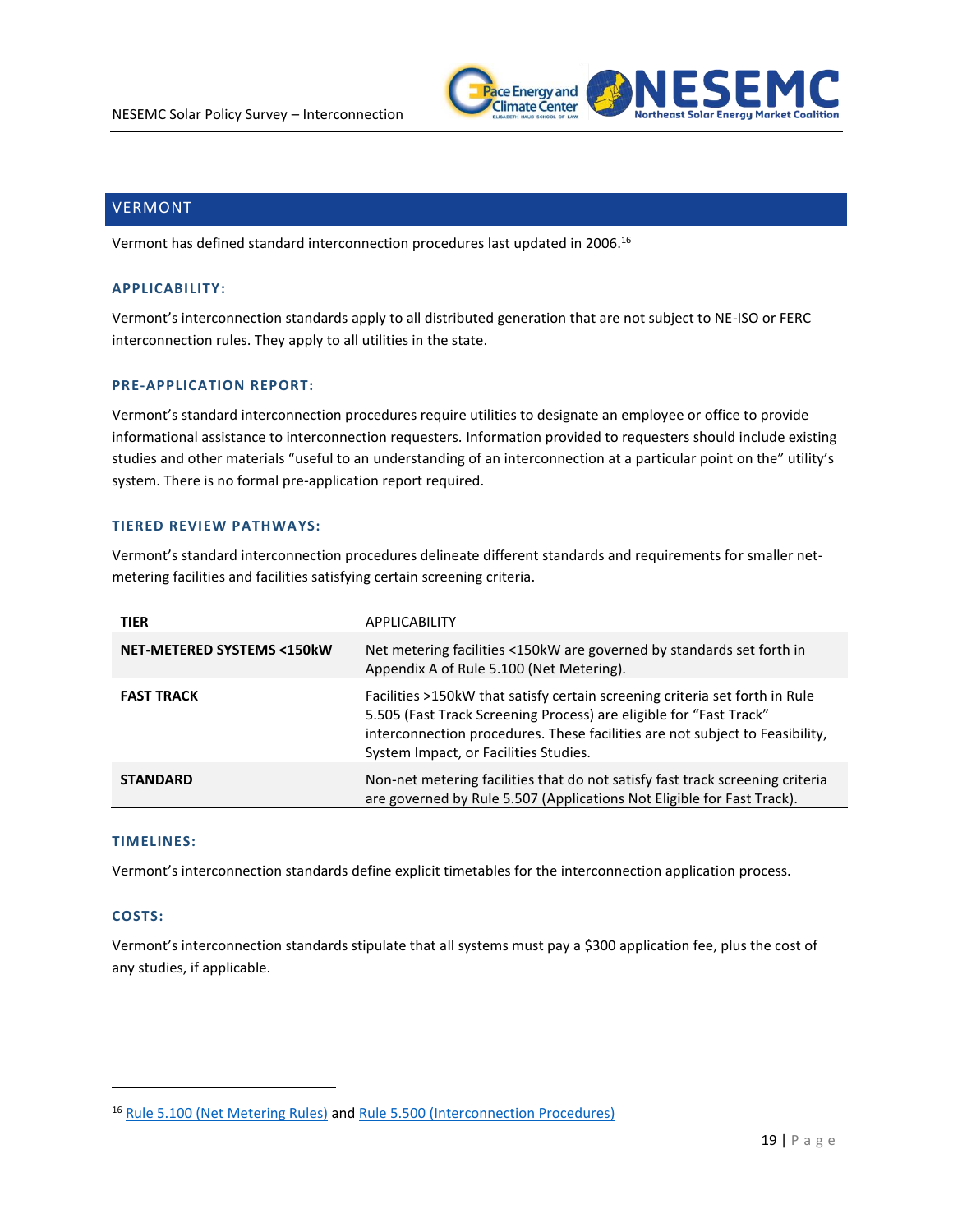## VERMONT

Vermont has defined standard interconnection procedures last updated in 2006.[16]

### APPLICABILITY:

Vermont's interconnection standards apply to all distributed generation that are not subject to NE-ISO or FERC interconnection rules. They apply to all utilities in the state.

### PRE-APPLICATION REPORT:

Vermont's standard interconnection procedures require utilities to designate an employee or office to provide informational assistance to interconnection requesters. Information provided to requesters should include existing studies and other materials "useful to an understanding of an interconnection at a particular point on the" utility's system. There is no formal pre-application report required.

### TIERED REVIEW PATHWAYS:

Vermont's standard interconnection procedures delineate different standards and requirements for smaller net-metering facilities and facilities satisfying certain screening criteria.

| TIER | APPLICABILITY |
|---|---|
| **NET-METERED SYSTEMS <150kW** | Net metering facilities <150kW are governed by standards set forth in Appendix A of Rule 5.100 (Net Metering). |
| **FAST TRACK** | Facilities >150kW that satisfy certain screening criteria set forth in Rule 5.505 (Fast Track Screening Process) are eligible for "Fast Track" interconnection procedures. These facilities are not subject to Feasibility, System Impact, or Facilities Studies. |
| **STANDARD** | Non-net metering facilities that do not satisfy fast track screening criteria are governed by Rule 5.507 (Applications Not Eligible for Fast Track). |

### TIMELINES:

Vermont's interconnection standards define explicit timetables for the interconnection application process.

### COSTS:

Vermont's interconnection standards stipulate that all systems must pay a $300 application fee, plus the cost of any studies, if applicable.

---

[16] Rule 5.100 (Net Metering Rules) and Rule 5.500 (Interconnection Procedures)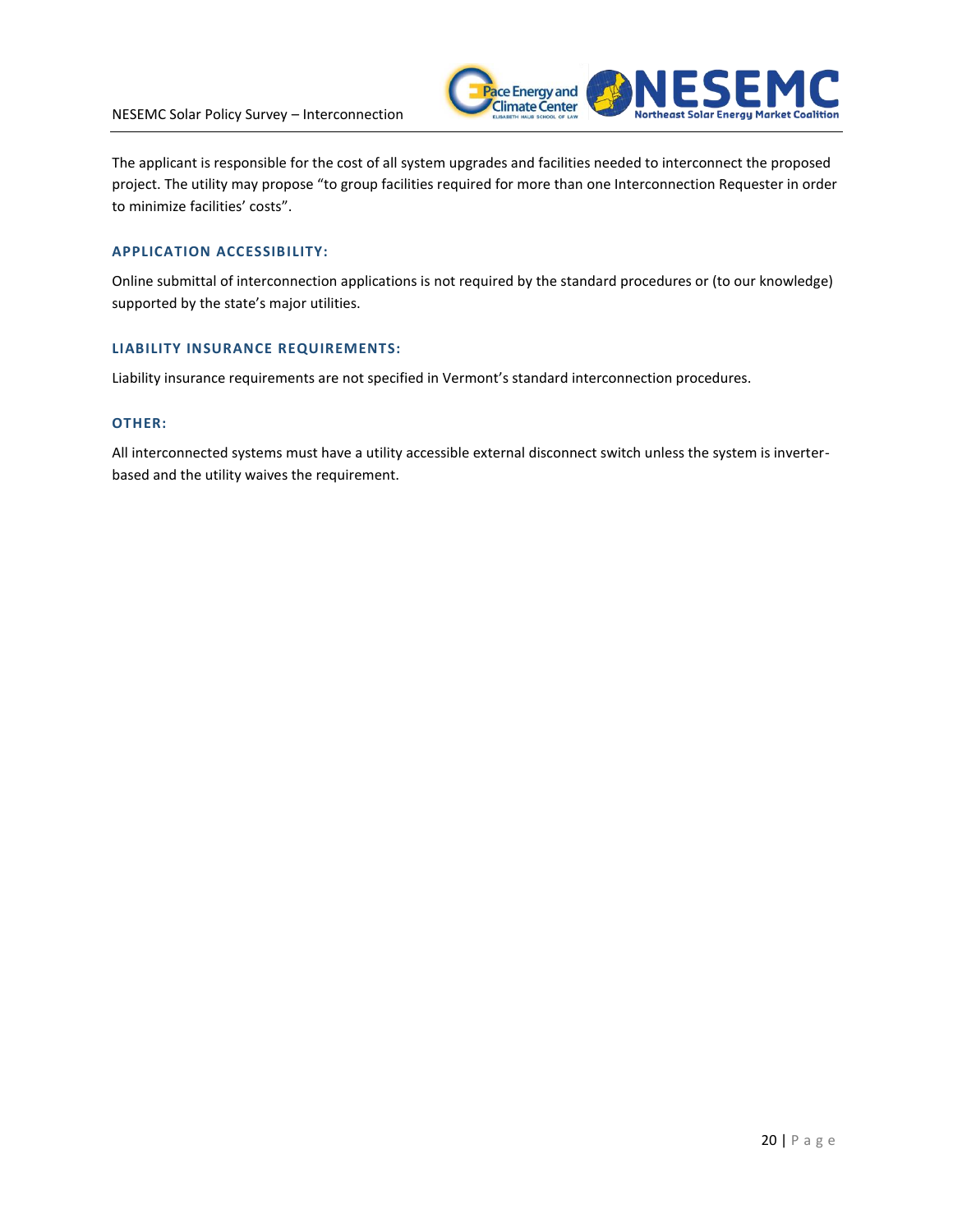The applicant is responsible for the cost of all system upgrades and facilities needed to interconnect the proposed project. The utility may propose "to group facilities required for more than one Interconnection Requester in order to minimize facilities' costs".

### APPLICATION ACCESSIBILITY:

Online submittal of interconnection applications is not required by the standard procedures or (to our knowledge) supported by the state's major utilities.

### LIABILITY INSURANCE REQUIREMENTS:

Liability insurance requirements are not specified in Vermont's standard interconnection procedures.

### OTHER:

All interconnected systems must have a utility accessible external disconnect switch unless the system is inverter-based and the utility waives the requirement.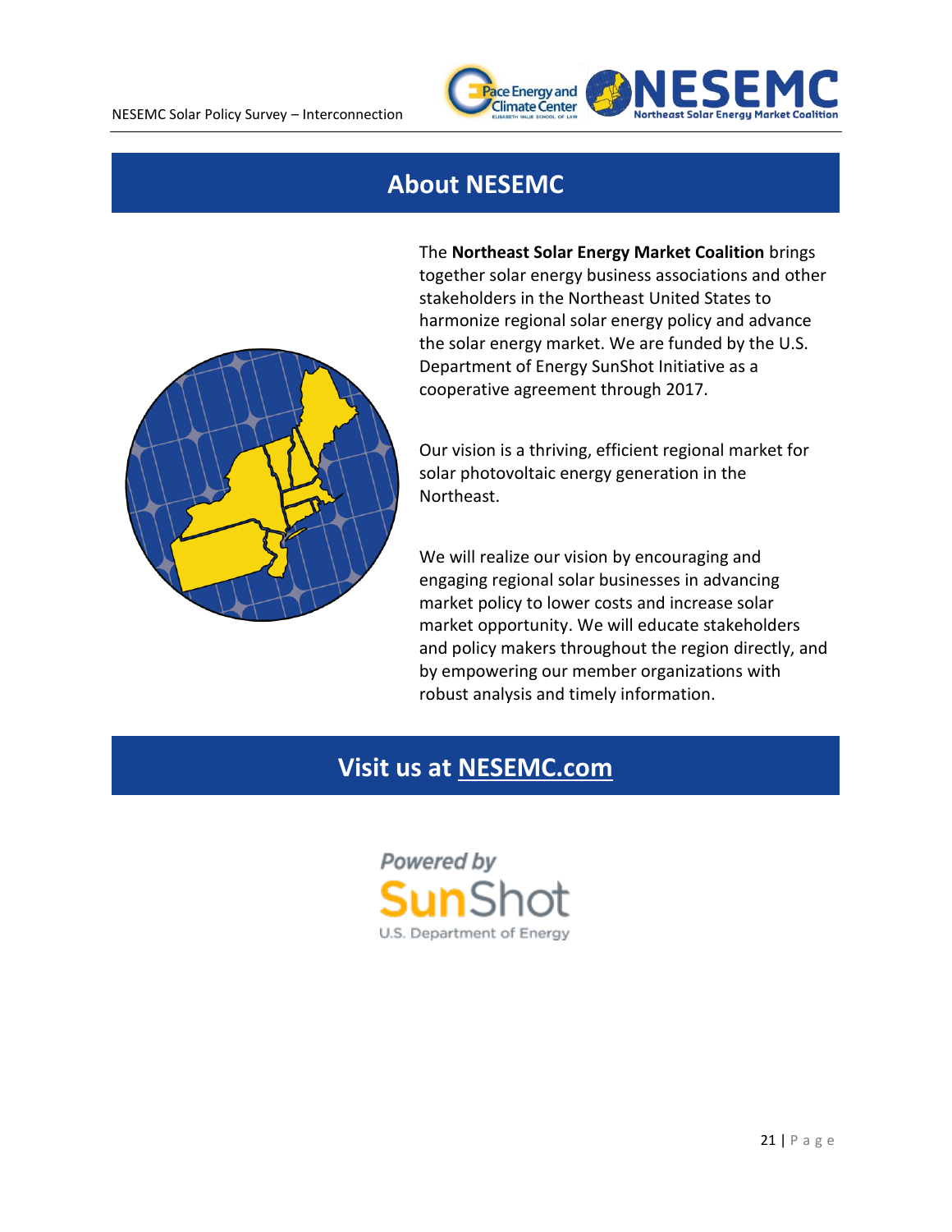# About NESEMC

The **Northeast Solar Energy Market Coalition** brings together solar energy business associations and other stakeholders in the Northeast United States to harmonize regional solar energy policy and advance the solar energy market. We are funded by the U.S. Department of Energy SunShot Initiative as a cooperative agreement through 2017.

Our vision is a thriving, efficient regional market for solar photovoltaic energy generation in the Northeast.

We will realize our vision by encouraging and engaging regional solar businesses in advancing market policy to lower costs and increase solar market opportunity. We will educate stakeholders and policy makers throughout the region directly, and by empowering our member organizations with robust analysis and timely information.

## Visit us at NESEMC.com

Powered by SunShot
U.S. Department of Energy